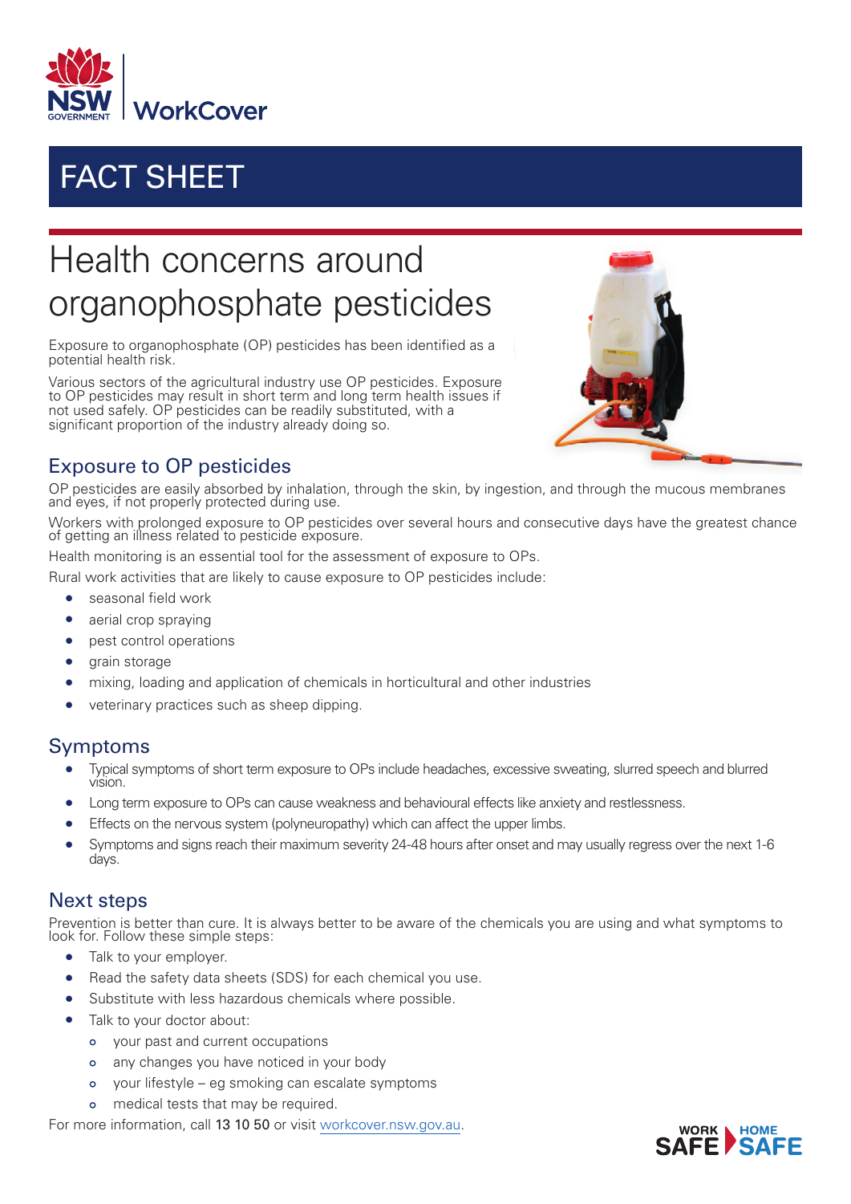NSW GOVERNMENT | WorkCover

# FACT SHEET

# Health concerns around organophosphate pesticides

Exposure to organophosphate (OP) pesticides has been identified as a potential health risk.

Various sectors of the agricultural industry use OP pesticides. Exposure to OP pesticides may result in short term and long term health issues if not used safely. OP pesticides can be readily substituted, with a significant proportion of the industry already doing so.

## Exposure to OP pesticides

OP pesticides are easily absorbed by inhalation, through the skin, by ingestion, and through the mucous membranes and eyes, if not properly protected during use.

Workers with prolonged exposure to OP pesticides over several hours and consecutive days have the greatest chance of getting an illness related to pesticide exposure.

Health monitoring is an essential tool for the assessment of exposure to OPs.

Rural work activities that are likely to cause exposure to OP pesticides include:

- seasonal field work
- aerial crop spraying
- pest control operations
- grain storage
- mixing, loading and application of chemicals in horticultural and other industries
- veterinary practices such as sheep dipping.

## Symptoms

- Typical symptoms of short term exposure to OPs include headaches, excessive sweating, slurred speech and blurred vision.
- Long term exposure to OPs can cause weakness and behavioural effects like anxiety and restlessness.
- Effects on the nervous system (polyneuropathy) which can affect the upper limbs.
- Symptoms and signs reach their maximum severity 24-48 hours after onset and may usually regress over the next 1-6 days.

## Next steps

Prevention is better than cure. It is always better to be aware of the chemicals you are using and what symptoms to look for. Follow these simple steps:

- Talk to your employer.
- Read the safety data sheets (SDS) for each chemical you use.
- Substitute with less hazardous chemicals where possible.
- Talk to your doctor about:
  - your past and current occupations
  - any changes you have noticed in your body
  - your lifestyle – eg smoking can escalate symptoms
  - medical tests that may be required.

For more information, call **13 10 50** or visit workcover.nsw.gov.au.

WORK SAFE HOME SAFE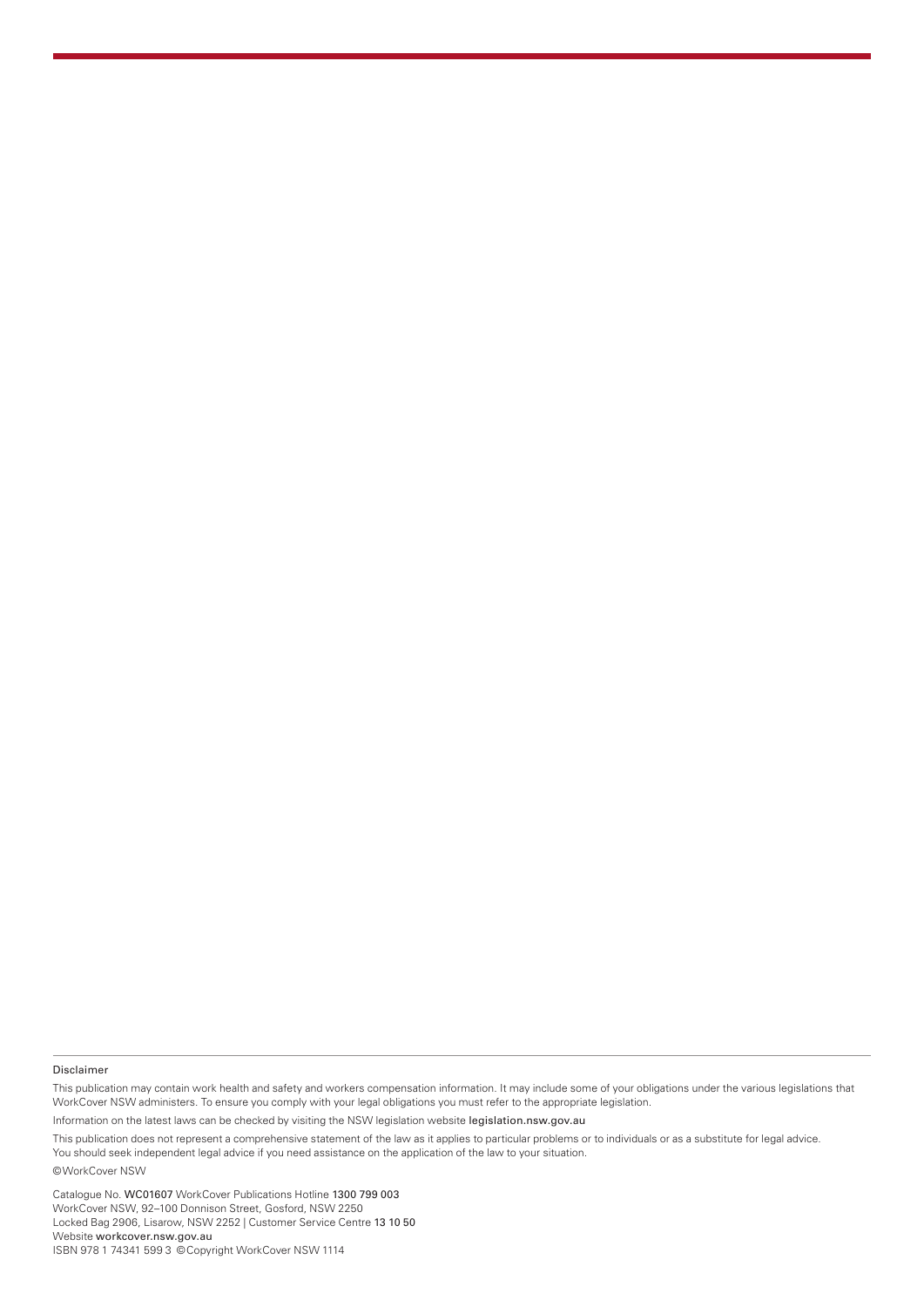Disclaimer

This publication may contain work health and safety and workers compensation information. It may include some of your obligations under the various legislations that WorkCover NSW administers. To ensure you comply with your legal obligations you must refer to the appropriate legislation.

Information on the latest laws can be checked by visiting the NSW legislation website legislation.nsw.gov.au

This publication does not represent a comprehensive statement of the law as it applies to particular problems or to individuals or as a substitute for legal advice. You should seek independent legal advice if you need assistance on the application of the law to your situation.

©WorkCover NSW

Catalogue No. WC01607 WorkCover Publications Hotline 1300 799 003
WorkCover NSW, 92–100 Donnison Street, Gosford, NSW 2250
Locked Bag 2906, Lisarow, NSW 2252 | Customer Service Centre 13 10 50
Website workcover.nsw.gov.au
ISBN 978 1 74341 599 3 ©Copyright WorkCover NSW 1114